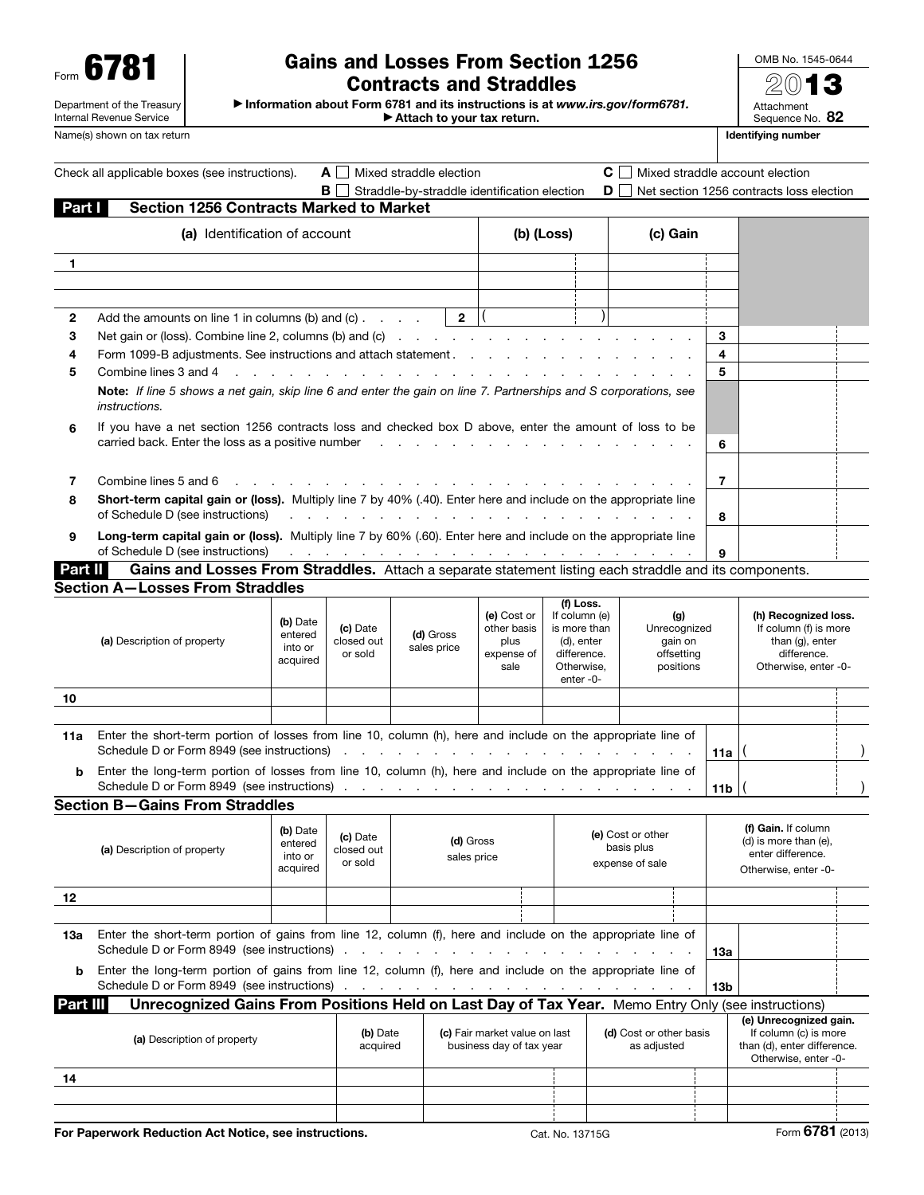Form **6781**

Department of the Treasury
Internal Revenue Service

# Gains and Losses From Section 1256 Contracts and Straddles

▶ Information about Form 6781 and its instructions is at *www.irs.gov/form6781*.
▶ Attach to your tax return.

OMB No. 1545-0644

**2013**

Attachment Sequence No. **82**

Name(s) shown on tax return | **Identifying number**

Check all applicable boxes (see instructions).

- **A** ☐ Mixed straddle election
- **B** ☐ Straddle-by-straddle identification election
- **C** ☐ Mixed straddle account election
- **D** ☐ Net section 1256 contracts loss election

## Part I — Section 1256 Contracts Marked to Market

| | (a) Identification of account | (b) (Loss) | (c) Gain |
|---|---|---|---|
| **1** | | | |
| | | | |
| | | | |

| | | | |
|---|---|---|---|
| **2** | Add the amounts on line 1 in columns (b) and (c) | **2** ( ) | |
| **3** | Net gain or (loss). Combine line 2, columns (b) and (c) | **3** | |
| **4** | Form 1099-B adjustments. See instructions and attach statement | **4** | |
| **5** | Combine lines 3 and 4 | **5** | |
| | **Note:** *If line 5 shows a net gain, skip line 6 and enter the gain on line 7. Partnerships and S corporations, see instructions.* | | |
| **6** | If you have a net section 1256 contracts loss and checked box D above, enter the amount of loss to be carried back. Enter the loss as a positive number | **6** | |
| **7** | Combine lines 5 and 6 | **7** | |
| **8** | **Short-term capital gain or (loss).** Multiply line 7 by 40% (.40). Enter here and include on the appropriate line of Schedule D (see instructions) | **8** | |
| **9** | **Long-term capital gain or (loss).** Multiply line 7 by 60% (.60). Enter here and include on the appropriate line of Schedule D (see instructions) | **9** | |

## Part II — Gains and Losses From Straddles. 
Attach a separate statement listing each straddle and its components.

### Section A—Losses From Straddles

| | (a) Description of property | (b) Date entered into or acquired | (c) Date closed out or sold | (d) Gross sales price | (e) Cost or other basis plus expense of sale | (f) Loss. If column (e) is more than (d), enter difference. Otherwise, enter -0- | (g) Unrecognized gain on offsetting positions | (h) Recognized loss. If column (f) is more than (g), enter difference. Otherwise, enter -0- |
|---|---|---|---|---|---|---|---|---|
| **10** | | | | | | | | |
| | | | | | | | | |

| | | | |
|---|---|---|---|
| **11a** | Enter the short-term portion of losses from line 10, column (h), here and include on the appropriate line of Schedule D or Form 8949 (see instructions) | **11a** | ( ) |
| **b** | Enter the long-term portion of losses from line 10, column (h), here and include on the appropriate line of Schedule D or Form 8949 (see instructions) | **11b** | ( ) |

### Section B—Gains From Straddles

| | (a) Description of property | (b) Date entered into or acquired | (c) Date closed out or sold | (d) Gross sales price | (e) Cost or other basis plus expense of sale | (f) Gain. If column (d) is more than (e), enter difference. Otherwise, enter -0- |
|---|---|---|---|---|---|---|
| **12** | | | | | | |
| | | | | | | |

| | | | |
|---|---|---|---|
| **13a** | Enter the short-term portion of gains from line 12, column (f), here and include on the appropriate line of Schedule D or Form 8949 (see instructions) | **13a** | |
| **b** | Enter the long-term portion of gains from line 12, column (f), here and include on the appropriate line of Schedule D or Form 8949 (see instructions) | **13b** | |

## Part III — Unrecognized Gains From Positions Held on Last Day of Tax Year. 
Memo Entry Only (see instructions)

| | (a) Description of property | (b) Date acquired | (c) Fair market value on last business day of tax year | (d) Cost or other basis as adjusted | (e) Unrecognized gain. If column (c) is more than (d), enter difference. Otherwise, enter -0- |
|---|---|---|---|---|---|
| **14** | | | | | |
| | | | | | |
| | | | | | |

**For Paperwork Reduction Act Notice, see instructions.** Cat. No. 13715G Form **6781** (2013)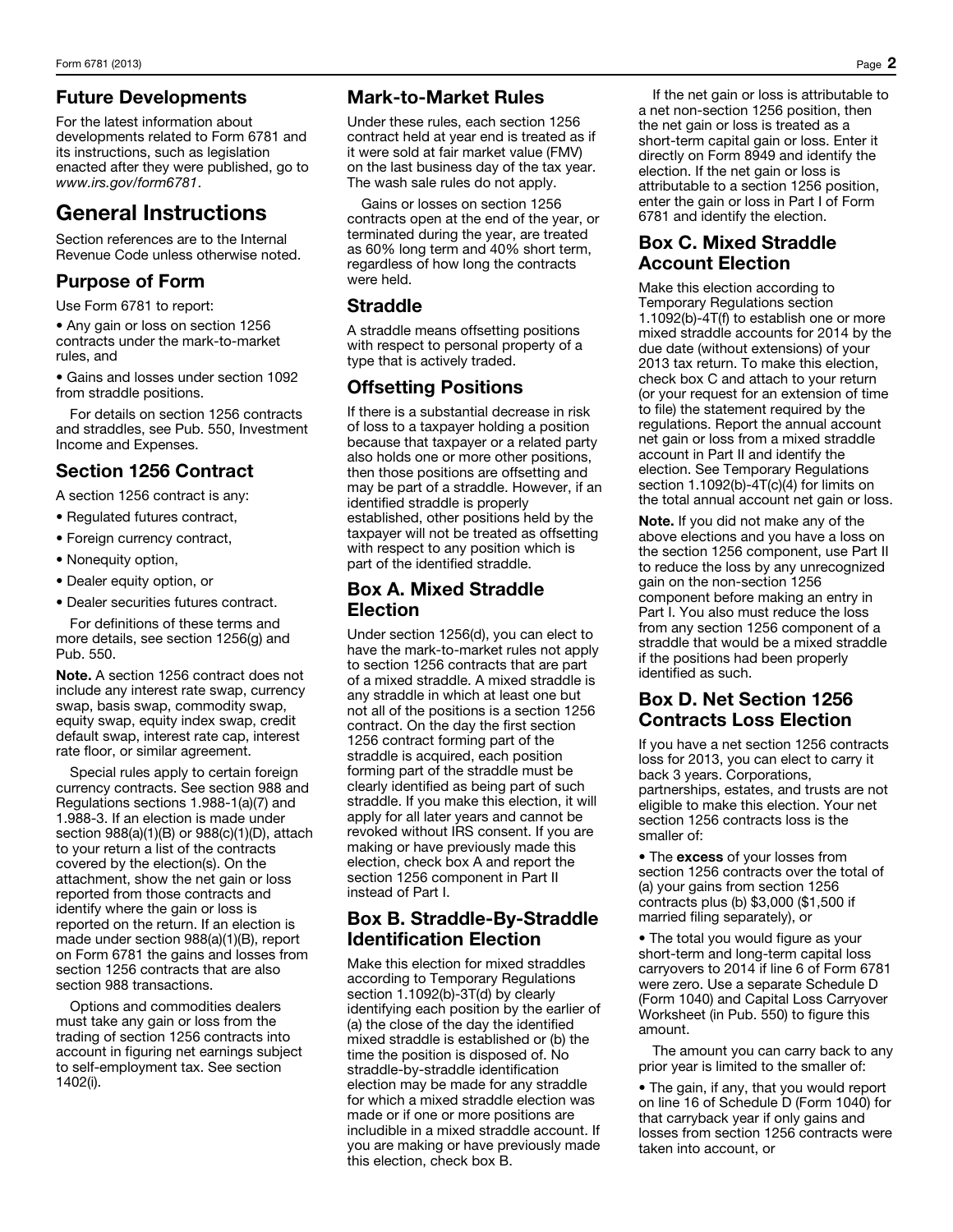## Future Developments

For the latest information about developments related to Form 6781 and its instructions, such as legislation enacted after they were published, go to *www.irs.gov/form6781*.

# General Instructions

Section references are to the Internal Revenue Code unless otherwise noted.

## Purpose of Form

Use Form 6781 to report:

- Any gain or loss on section 1256 contracts under the mark-to-market rules, and
- Gains and losses under section 1092 from straddle positions.

For details on section 1256 contracts and straddles, see Pub. 550, Investment Income and Expenses.

## Section 1256 Contract

A section 1256 contract is any:

- Regulated futures contract,
- Foreign currency contract,
- Nonequity option,
- Dealer equity option, or
- Dealer securities futures contract.

For definitions of these terms and more details, see section 1256(g) and Pub. 550.

**Note.** A section 1256 contract does not include any interest rate swap, currency swap, basis swap, commodity swap, equity swap, equity index swap, credit default swap, interest rate cap, interest rate floor, or similar agreement.

Special rules apply to certain foreign currency contracts. See section 988 and Regulations sections 1.988-1(a)(7) and 1.988-3. If an election is made under section 988(a)(1)(B) or 988(c)(1)(D), attach to your return a list of the contracts covered by the election(s). On the attachment, show the net gain or loss reported from those contracts and identify where the gain or loss is reported on the return. If an election is made under section 988(a)(1)(B), report on Form 6781 the gains and losses from section 1256 contracts that are also section 988 transactions.

Options and commodities dealers must take any gain or loss from the trading of section 1256 contracts into account in figuring net earnings subject to self-employment tax. See section 1402(i).

## Mark-to-Market Rules

Under these rules, each section 1256 contract held at year end is treated as if it were sold at fair market value (FMV) on the last business day of the tax year. The wash sale rules do not apply.

Gains or losses on section 1256 contracts open at the end of the year, or terminated during the year, are treated as 60% long term and 40% short term, regardless of how long the contracts were held.

## Straddle

A straddle means offsetting positions with respect to personal property of a type that is actively traded.

## Offsetting Positions

If there is a substantial decrease in risk of loss to a taxpayer holding a position because that taxpayer or a related party also holds one or more other positions, then those positions are offsetting and may be part of a straddle. However, if an identified straddle is properly established, other positions held by the taxpayer will not be treated as offsetting with respect to any position which is part of the identified straddle.

## Box A. Mixed Straddle Election

Under section 1256(d), you can elect to have the mark-to-market rules not apply to section 1256 contracts that are part of a mixed straddle. A mixed straddle is any straddle in which at least one but not all of the positions is a section 1256 contract. On the day the first section 1256 contract forming part of the straddle is acquired, each position forming part of the straddle must be clearly identified as being part of such straddle. If you make this election, it will apply for all later years and cannot be revoked without IRS consent. If you are making or have previously made this election, check box A and report the section 1256 component in Part II instead of Part I.

## Box B. Straddle-By-Straddle Identification Election

Make this election for mixed straddles according to Temporary Regulations section 1.1092(b)-3T(d) by clearly identifying each position by the earlier of (a) the close of the day the identified mixed straddle is established or (b) the time the position is disposed of. No straddle-by-straddle identification election may be made for any straddle for which a mixed straddle election was made or if one or more positions are includible in a mixed straddle account. If you are making or have previously made this election, check box B.

If the net gain or loss is attributable to a net non-section 1256 position, then the net gain or loss is treated as a short-term capital gain or loss. Enter it directly on Form 8949 and identify the election. If the net gain or loss is attributable to a section 1256 position, enter the gain or loss in Part I of Form 6781 and identify the election.

## Box C. Mixed Straddle Account Election

Make this election according to Temporary Regulations section 1.1092(b)-4T(f) to establish one or more mixed straddle accounts for 2014 by the due date (without extensions) of your 2013 tax return. To make this election, check box C and attach to your return (or your request for an extension of time to file) the statement required by the regulations. Report the annual account net gain or loss from a mixed straddle account in Part II and identify the election. See Temporary Regulations section 1.1092(b)-4T(c)(4) for limits on the total annual account net gain or loss.

**Note.** If you did not make any of the above elections and you have a loss on the section 1256 component, use Part II to reduce the loss by any unrecognized gain on the non-section 1256 component before making an entry in Part I. You also must reduce the loss from any section 1256 component of a straddle that would be a mixed straddle if the positions had been properly identified as such.

## Box D. Net Section 1256 Contracts Loss Election

If you have a net section 1256 contracts loss for 2013, you can elect to carry it back 3 years. Corporations, partnerships, estates, and trusts are not eligible to make this election. Your net section 1256 contracts loss is the smaller of:

- The **excess** of your losses from section 1256 contracts over the total of (a) your gains from section 1256 contracts plus (b) $3,000 ($1,500 if married filing separately), or
- The total you would figure as your short-term and long-term capital loss carryovers to 2014 if line 6 of Form 6781 were zero. Use a separate Schedule D (Form 1040) and Capital Loss Carryover Worksheet (in Pub. 550) to figure this amount.

The amount you can carry back to any prior year is limited to the smaller of:

- The gain, if any, that you would report on line 16 of Schedule D (Form 1040) for that carryback year if only gains and losses from section 1256 contracts were taken into account, or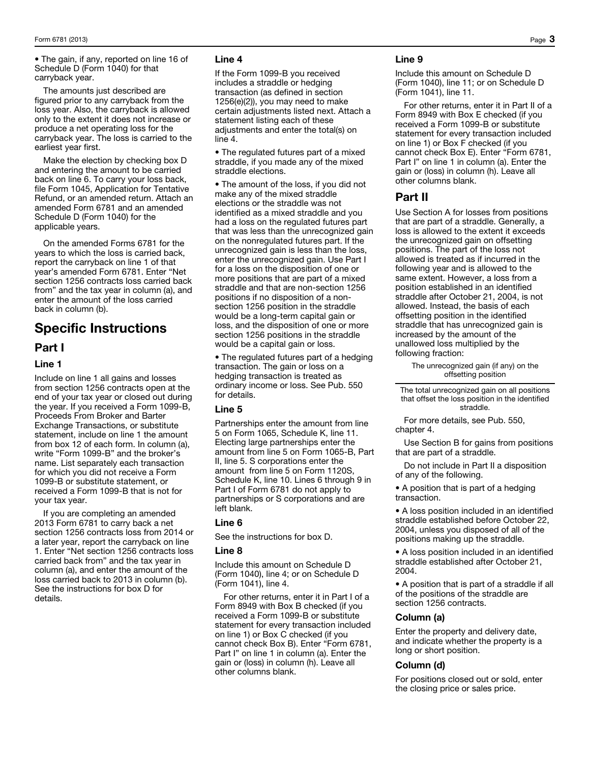• The gain, if any, reported on line 16 of Schedule D (Form 1040) for that carryback year.

The amounts just described are figured prior to any carryback from the loss year. Also, the carryback is allowed only to the extent it does not increase or produce a net operating loss for the carryback year. The loss is carried to the earliest year first.

Make the election by checking box D and entering the amount to be carried back on line 6. To carry your loss back, file Form 1045, Application for Tentative Refund, or an amended return. Attach an amended Form 6781 and an amended Schedule D (Form 1040) for the applicable years.

On the amended Forms 6781 for the years to which the loss is carried back, report the carryback on line 1 of that year's amended Form 6781. Enter "Net section 1256 contracts loss carried back from" and the tax year in column (a), and enter the amount of the loss carried back in column (b).

# Specific Instructions

## Part I

### Line 1

Include on line 1 all gains and losses from section 1256 contracts open at the end of your tax year or closed out during the year. If you received a Form 1099-B, Proceeds From Broker and Barter Exchange Transactions, or substitute statement, include on line 1 the amount from box 12 of each form. In column (a), write "Form 1099-B" and the broker's name. List separately each transaction for which you did not receive a Form 1099-B or substitute statement, or received a Form 1099-B that is not for your tax year.

If you are completing an amended 2013 Form 6781 to carry back a net section 1256 contracts loss from 2014 or a later year, report the carryback on line 1. Enter "Net section 1256 contracts loss carried back from" and the tax year in column (a), and enter the amount of the loss carried back to 2013 in column (b). See the instructions for box D for details.

### Line 4

If the Form 1099-B you received includes a straddle or hedging transaction (as defined in section 1256(e)(2)), you may need to make certain adjustments listed next. Attach a statement listing each of these adjustments and enter the total(s) on line 4.

• The regulated futures part of a mixed straddle, if you made any of the mixed straddle elections.

• The amount of the loss, if you did not make any of the mixed straddle elections or the straddle was not identified as a mixed straddle and you had a loss on the regulated futures part that was less than the unrecognized gain on the nonregulated futures part. If the unrecognized gain is less than the loss, enter the unrecognized gain. Use Part I for a loss on the disposition of one or more positions that are part of a mixed straddle and that are non-section 1256 positions if no disposition of a non-section 1256 position in the straddle would be a long-term capital gain or loss, and the disposition of one or more section 1256 positions in the straddle would be a capital gain or loss.

• The regulated futures part of a hedging transaction. The gain or loss on a hedging transaction is treated as ordinary income or loss. See Pub. 550 for details.

### Line 5

Partnerships enter the amount from line 5 on Form 1065, Schedule K, line 11. Electing large partnerships enter the amount from line 5 on Form 1065-B, Part II, line 5. S corporations enter the amount from line 5 on Form 1120S, Schedule K, line 10. Lines 6 through 9 in Part I of Form 6781 do not apply to partnerships or S corporations and are left blank.

### Line 6

See the instructions for box D.

### Line 8

Include this amount on Schedule D (Form 1040), line 4; or on Schedule D (Form 1041), line 4.

For other returns, enter it in Part I of a Form 8949 with Box B checked (if you received a Form 1099-B or substitute statement for every transaction included on line 1) or Box C checked (if you cannot check Box B). Enter "Form 6781, Part I" on line 1 in column (a). Enter the gain or (loss) in column (h). Leave all other columns blank.

### Line 9

Include this amount on Schedule D (Form 1040), line 11; or on Schedule D (Form 1041), line 11.

For other returns, enter it in Part II of a Form 8949 with Box E checked (if you received a Form 1099-B or substitute statement for every transaction included on line 1) or Box F checked (if you cannot check Box E). Enter "Form 6781, Part I" on line 1 in column (a). Enter the gain or (loss) in column (h). Leave all other columns blank.

## Part II

Use Section A for losses from positions that are part of a straddle. Generally, a loss is allowed to the extent it exceeds the unrecognized gain on offsetting positions. The part of the loss not allowed is treated as if incurred in the following year and is allowed to the same extent. However, a loss from a position established in an identified straddle after October 21, 2004, is not allowed. Instead, the basis of each offsetting position in the identified straddle that has unrecognized gain is increased by the amount of the unallowed loss multiplied by the following fraction:

$$\frac{\text{The unrecognized gain (if any) on the offsetting position}}{\text{The total unrecognized gain on all positions that offset the loss position in the identified straddle.}}$$

For more details, see Pub. 550, chapter 4.

Use Section B for gains from positions that are part of a straddle.

Do not include in Part II a disposition of any of the following.

• A position that is part of a hedging transaction.

• A loss position included in an identified straddle established before October 22, 2004, unless you disposed of all of the positions making up the straddle.

• A loss position included in an identified straddle established after October 21, 2004.

• A position that is part of a straddle if all of the positions of the straddle are section 1256 contracts.

### Column (a)

Enter the property and delivery date, and indicate whether the property is a long or short position.

### Column (d)

For positions closed out or sold, enter the closing price or sales price.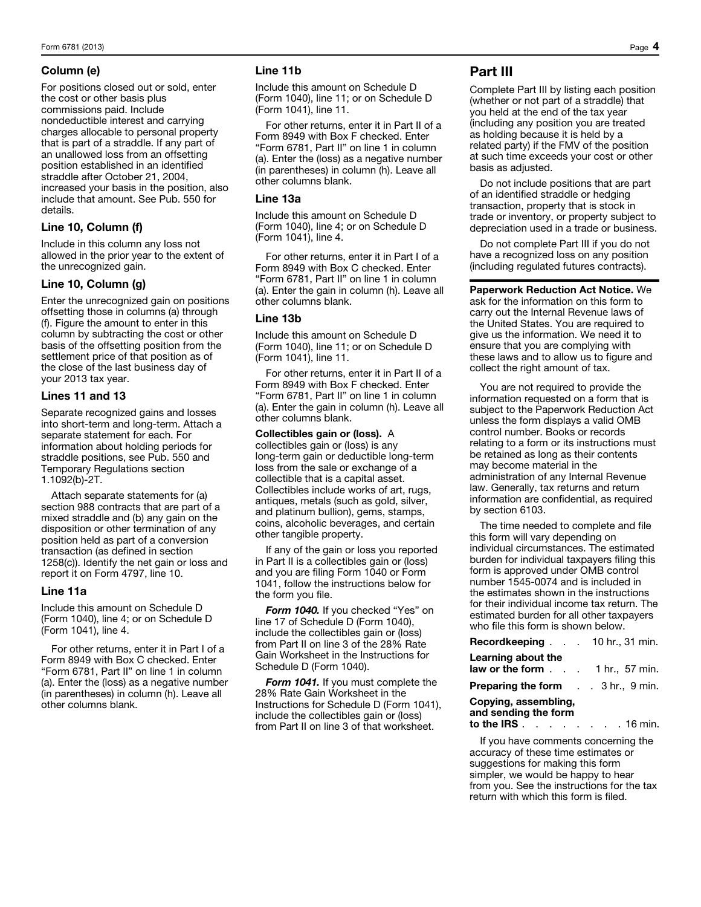### Column (e)

For positions closed out or sold, enter the cost or other basis plus commissions paid. Include nondeductible interest and carrying charges allocable to personal property that is part of a straddle. If any part of an unallowed loss from an offsetting position established in an identified straddle after October 21, 2004, increased your basis in the position, also include that amount. See Pub. 550 for details.

### Line 10, Column (f)

Include in this column any loss not allowed in the prior year to the extent of the unrecognized gain.

### Line 10, Column (g)

Enter the unrecognized gain on positions offsetting those in columns (a) through (f). Figure the amount to enter in this column by subtracting the cost or other basis of the offsetting position from the settlement price of that position as of the close of the last business day of your 2013 tax year.

### Lines 11 and 13

Separate recognized gains and losses into short-term and long-term. Attach a separate statement for each. For information about holding periods for straddle positions, see Pub. 550 and Temporary Regulations section 1.1092(b)-2T.

Attach separate statements for (a) section 988 contracts that are part of a mixed straddle and (b) any gain on the disposition or other termination of any position held as part of a conversion transaction (as defined in section 1258(c)). Identify the net gain or loss and report it on Form 4797, line 10.

### Line 11a

Include this amount on Schedule D (Form 1040), line 4; or on Schedule D (Form 1041), line 4.

For other returns, enter it in Part I of a Form 8949 with Box C checked. Enter "Form 6781, Part II" on line 1 in column (a). Enter the (loss) as a negative number (in parentheses) in column (h). Leave all other columns blank.

### Line 11b

Include this amount on Schedule D (Form 1040), line 11; or on Schedule D (Form 1041), line 11.

For other returns, enter it in Part II of a Form 8949 with Box F checked. Enter "Form 6781, Part II" on line 1 in column (a). Enter the (loss) as a negative number (in parentheses) in column (h). Leave all other columns blank.

### Line 13a

Include this amount on Schedule D (Form 1040), line 4; or on Schedule D (Form 1041), line 4.

For other returns, enter it in Part I of a Form 8949 with Box C checked. Enter "Form 6781, Part II" on line 1 in column (a). Enter the gain in column (h). Leave all other columns blank.

### Line 13b

Include this amount on Schedule D (Form 1040), line 11; or on Schedule D (Form 1041), line 11.

For other returns, enter it in Part II of a Form 8949 with Box F checked. Enter "Form 6781, Part II" on line 1 in column (a). Enter the gain in column (h). Leave all other columns blank.

**Collectibles gain or (loss).** A collectibles gain or (loss) is any long-term gain or deductible long-term loss from the sale or exchange of a collectible that is a capital asset. Collectibles include works of art, rugs, antiques, metals (such as gold, silver, and platinum bullion), gems, stamps, coins, alcoholic beverages, and certain other tangible property.

If any of the gain or loss you reported in Part II is a collectibles gain or (loss) and you are filing Form 1040 or Form 1041, follow the instructions below for the form you file.

***Form 1040.*** If you checked "Yes" on line 17 of Schedule D (Form 1040), include the collectibles gain or (loss) from Part II on line 3 of the 28% Rate Gain Worksheet in the Instructions for Schedule D (Form 1040).

***Form 1041.*** If you must complete the 28% Rate Gain Worksheet in the Instructions for Schedule D (Form 1041), include the collectibles gain or (loss) from Part II on line 3 of that worksheet.

## Part III

Complete Part III by listing each position (whether or not part of a straddle) that you held at the end of the tax year (including any position you are treated as holding because it is held by a related party) if the FMV of the position at such time exceeds your cost or other basis as adjusted.

Do not include positions that are part of an identified straddle or hedging transaction, property that is stock in trade or inventory, or property subject to depreciation used in a trade or business.

Do not complete Part III if you do not have a recognized loss on any position (including regulated futures contracts).

**Paperwork Reduction Act Notice.** We ask for the information on this form to carry out the Internal Revenue laws of the United States. You are required to give us the information. We need it to ensure that you are complying with these laws and to allow us to figure and collect the right amount of tax.

You are not required to provide the information requested on a form that is subject to the Paperwork Reduction Act unless the form displays a valid OMB control number. Books or records relating to a form or its instructions must be retained as long as their contents may become material in the administration of any Internal Revenue law. Generally, tax returns and return information are confidential, as required by section 6103.

The time needed to complete and file this form will vary depending on individual circumstances. The estimated burden for individual taxpayers filing this form is approved under OMB control number 1545-0074 and is included in the estimates shown in the instructions for their individual income tax return. The estimated burden for all other taxpayers who file this form is shown below.

**Recordkeeping** . . . 10 hr., 31 min.

**Learning about the law or the form** . . . 1 hr., 57 min.

**Preparing the form** . . . 3 hr., 9 min.

**Copying, assembling, and sending the form to the IRS** . . . . . . . . 16 min.

If you have comments concerning the accuracy of these time estimates or suggestions for making this form simpler, we would be happy to hear from you. See the instructions for the tax return with which this form is filed.